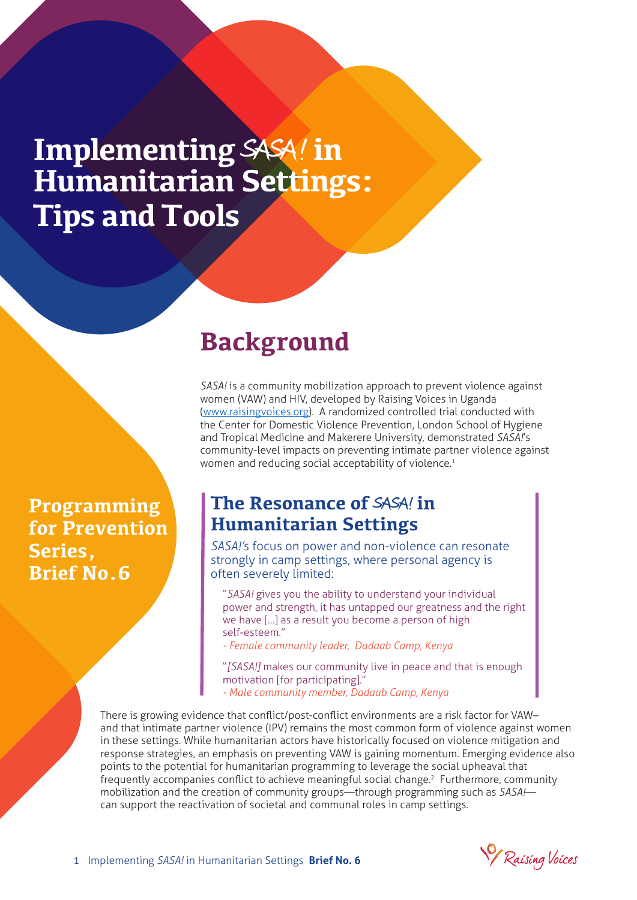# Implementing *SASA!* in Humanitarian Settings: Tips and Tools

**Programming for Prevention Series, Brief No. 6**

## Background

*SASA!* is a community mobilization approach to prevent violence against women (VAW) and HIV, developed by Raising Voices in Uganda (www.raisingvoices.org). A randomized controlled trial conducted with the Center for Domestic Violence Prevention, London School of Hygiene and Tropical Medicine and Makerere University, demonstrated *SASA!*'s community-level impacts on preventing intimate partner violence against women and reducing social acceptability of violence.[1]

### The Resonance of *SASA!* in Humanitarian Settings

*SASA!*'s focus on power and non-violence can resonate strongly in camp settings, where personal agency is often severely limited:

> "*SASA!* gives you the ability to understand your individual power and strength, it has untapped our greatness and the right we have [...] as a result you become a person of high self-esteem."
> *- Female community leader, Dadaab Camp, Kenya*

> "*[SASA!]* makes our community live in peace and that is enough motivation [for participating]."
> *- Male community member, Dadaab Camp, Kenya*

There is growing evidence that conflict/post-conflict environments are a risk factor for VAW– and that intimate partner violence (IPV) remains the most common form of violence against women in these settings. While humanitarian actors have historically focused on violence mitigation and response strategies, an emphasis on preventing VAW is gaining momentum. Emerging evidence also points to the potential for humanitarian programming to leverage the social upheaval that frequently accompanies conflict to achieve meaningful social change.[2] Furthermore, community mobilization and the creation of community groups—through programming such as *SASA!*—can support the reactivation of societal and communal roles in camp settings.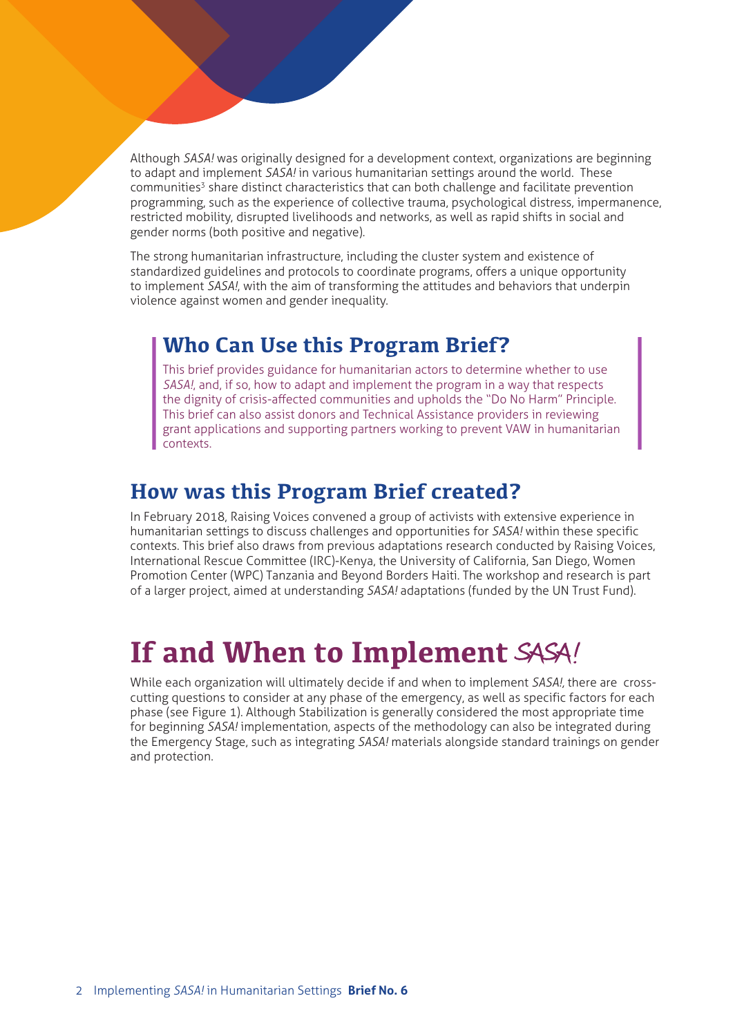Although *SASA!* was originally designed for a development context, organizations are beginning to adapt and implement *SASA!* in various humanitarian settings around the world. These communities[3] share distinct characteristics that can both challenge and facilitate prevention programming, such as the experience of collective trauma, psychological distress, impermanence, restricted mobility, disrupted livelihoods and networks, as well as rapid shifts in social and gender norms (both positive and negative).

The strong humanitarian infrastructure, including the cluster system and existence of standardized guidelines and protocols to coordinate programs, offers a unique opportunity to implement *SASA!*, with the aim of transforming the attitudes and behaviors that underpin violence against women and gender inequality.

## Who Can Use this Program Brief?

This brief provides guidance for humanitarian actors to determine whether to use *SASA!*, and, if so, how to adapt and implement the program in a way that respects the dignity of crisis-affected communities and upholds the "Do No Harm" Principle. This brief can also assist donors and Technical Assistance providers in reviewing grant applications and supporting partners working to prevent VAW in humanitarian contexts.

## How was this Program Brief created?

In February 2018, Raising Voices convened a group of activists with extensive experience in humanitarian settings to discuss challenges and opportunities for *SASA!* within these specific contexts. This brief also draws from previous adaptations research conducted by Raising Voices, International Rescue Committee (IRC)-Kenya, the University of California, San Diego, Women Promotion Center (WPC) Tanzania and Beyond Borders Haiti. The workshop and research is part of a larger project, aimed at understanding *SASA!* adaptations (funded by the UN Trust Fund).

# If and When to Implement *SASA!*

While each organization will ultimately decide if and when to implement *SASA!*, there are cross-cutting questions to consider at any phase of the emergency, as well as specific factors for each phase (see Figure 1). Although Stabilization is generally considered the most appropriate time for beginning *SASA!* implementation, aspects of the methodology can also be integrated during the Emergency Stage, such as integrating *SASA!* materials alongside standard trainings on gender and protection.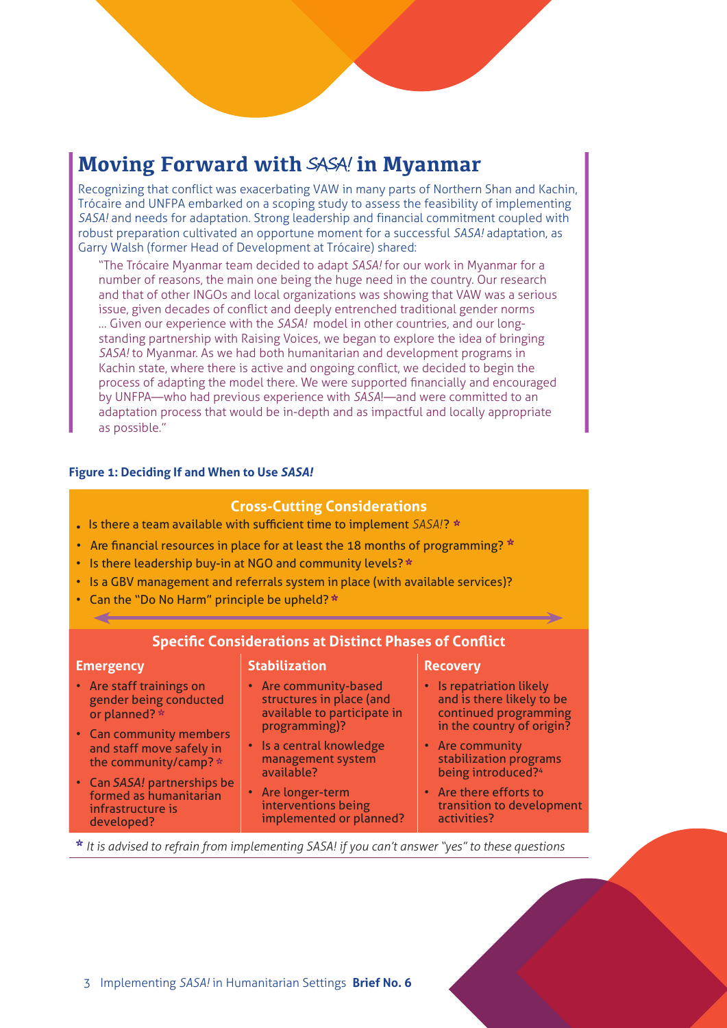## Moving Forward with *SASA!* in Myanmar

Recognizing that conflict was exacerbating VAW in many parts of Northern Shan and Kachin, Trócaire and UNFPA embarked on a scoping study to assess the feasibility of implementing *SASA!* and needs for adaptation. Strong leadership and financial commitment coupled with robust preparation cultivated an opportune moment for a successful *SASA!* adaptation, as Garry Walsh (former Head of Development at Trócaire) shared:

> "The Trócaire Myanmar team decided to adapt *SASA!* for our work in Myanmar for a number of reasons, the main one being the huge need in the country. Our research and that of other INGOs and local organizations was showing that VAW was a serious issue, given decades of conflict and deeply entrenched traditional gender norms … Given our experience with the *SASA!* model in other countries, and our long-standing partnership with Raising Voices, we began to explore the idea of bringing *SASA!* to Myanmar. As we had both humanitarian and development programs in Kachin state, where there is active and ongoing conflict, we decided to begin the process of adapting the model there. We were supported financially and encouraged by UNFPA—who had previous experience with *SASA*!—and were committed to an adaptation process that would be in-depth and as impactful and locally appropriate as possible."

**Figure 1: Deciding If and When to Use *SASA!***

**Cross-Cutting Considerations**

- Is there a team available with sufficient time to implement *SASA!*? *
- Are financial resources in place for at least the 18 months of programming? *
- Is there leadership buy-in at NGO and community levels? *
- Is a GBV management and referrals system in place (with available services)?
- Can the "Do No Harm" principle be upheld? *

**Specific Considerations at Distinct Phases of Conflict**

| Emergency | Stabilization | Recovery |
|---|---|---|
| • Are staff trainings on gender being conducted or planned? * | • Are community-based structures in place (and available to participate in programming)? | • Is repatriation likely and is there likely to be continued programming in the country of origin? |
| • Can community members and staff move safely in the community/camp? * | • Is a central knowledge management system available? | • Are community stabilization programs being introduced?[4] |
| • Can *SASA!* partnerships be formed as humanitarian infrastructure is developed? | • Are longer-term interventions being implemented or planned? | • Are there efforts to transition to development activities? |

\* *It is advised to refrain from implementing SASA! if you can't answer "yes" to these questions*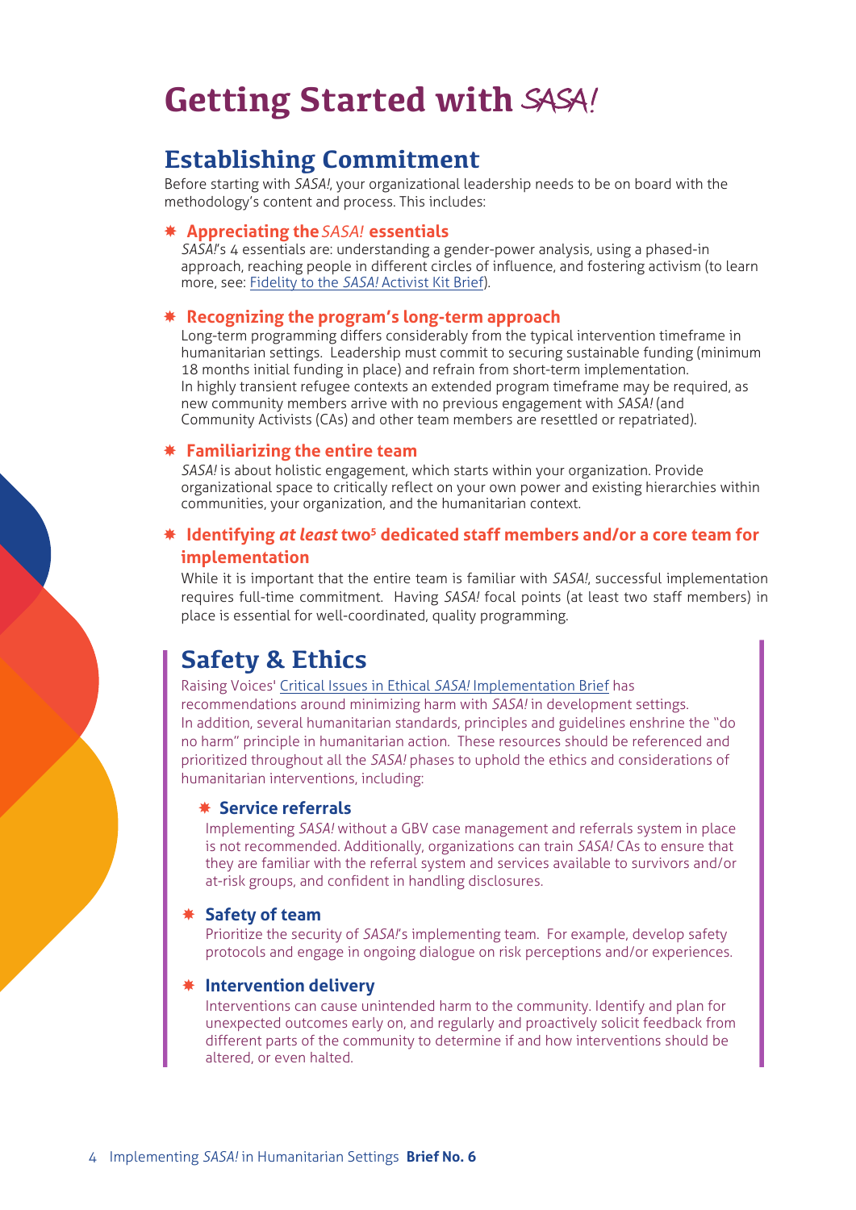# Getting Started with *SASA!*

## Establishing Commitment

Before starting with *SASA!*, your organizational leadership needs to be on board with the methodology's content and process. This includes:

### Appreciating the *SASA!* essentials

*SASA!*'s 4 essentials are: understanding a gender-power analysis, using a phased-in approach, reaching people in different circles of influence, and fostering activism (to learn more, see: Fidelity to the *SASA!* Activist Kit Brief).

### Recognizing the program's long-term approach

Long-term programming differs considerably from the typical intervention timeframe in humanitarian settings. Leadership must commit to securing sustainable funding (minimum 18 months initial funding in place) and refrain from short-term implementation. In highly transient refugee contexts an extended program timeframe may be required, as new community members arrive with no previous engagement with *SASA!* (and Community Activists (CAs) and other team members are resettled or repatriated).

### Familiarizing the entire team

*SASA!* is about holistic engagement, which starts within your organization. Provide organizational space to critically reflect on your own power and existing hierarchies within communities, your organization, and the humanitarian context.

### Identifying *at least* two[5] dedicated staff members and/or a core team for implementation

While it is important that the entire team is familiar with *SASA!*, successful implementation requires full-time commitment. Having *SASA!* focal points (at least two staff members) in place is essential for well-coordinated, quality programming.

## Safety & Ethics

Raising Voices' Critical Issues in Ethical *SASA!* Implementation Brief has recommendations around minimizing harm with *SASA!* in development settings. In addition, several humanitarian standards, principles and guidelines enshrine the "do no harm" principle in humanitarian action. These resources should be referenced and prioritized throughout all the *SASA!* phases to uphold the ethics and considerations of humanitarian interventions, including:

### Service referrals

Implementing *SASA!* without a GBV case management and referrals system in place is not recommended. Additionally, organizations can train *SASA!* CAs to ensure that they are familiar with the referral system and services available to survivors and/or at-risk groups, and confident in handling disclosures.

### Safety of team

Prioritize the security of *SASA!*'s implementing team. For example, develop safety protocols and engage in ongoing dialogue on risk perceptions and/or experiences.

### Intervention delivery

Interventions can cause unintended harm to the community. Identify and plan for unexpected outcomes early on, and regularly and proactively solicit feedback from different parts of the community to determine if and how interventions should be altered, or even halted.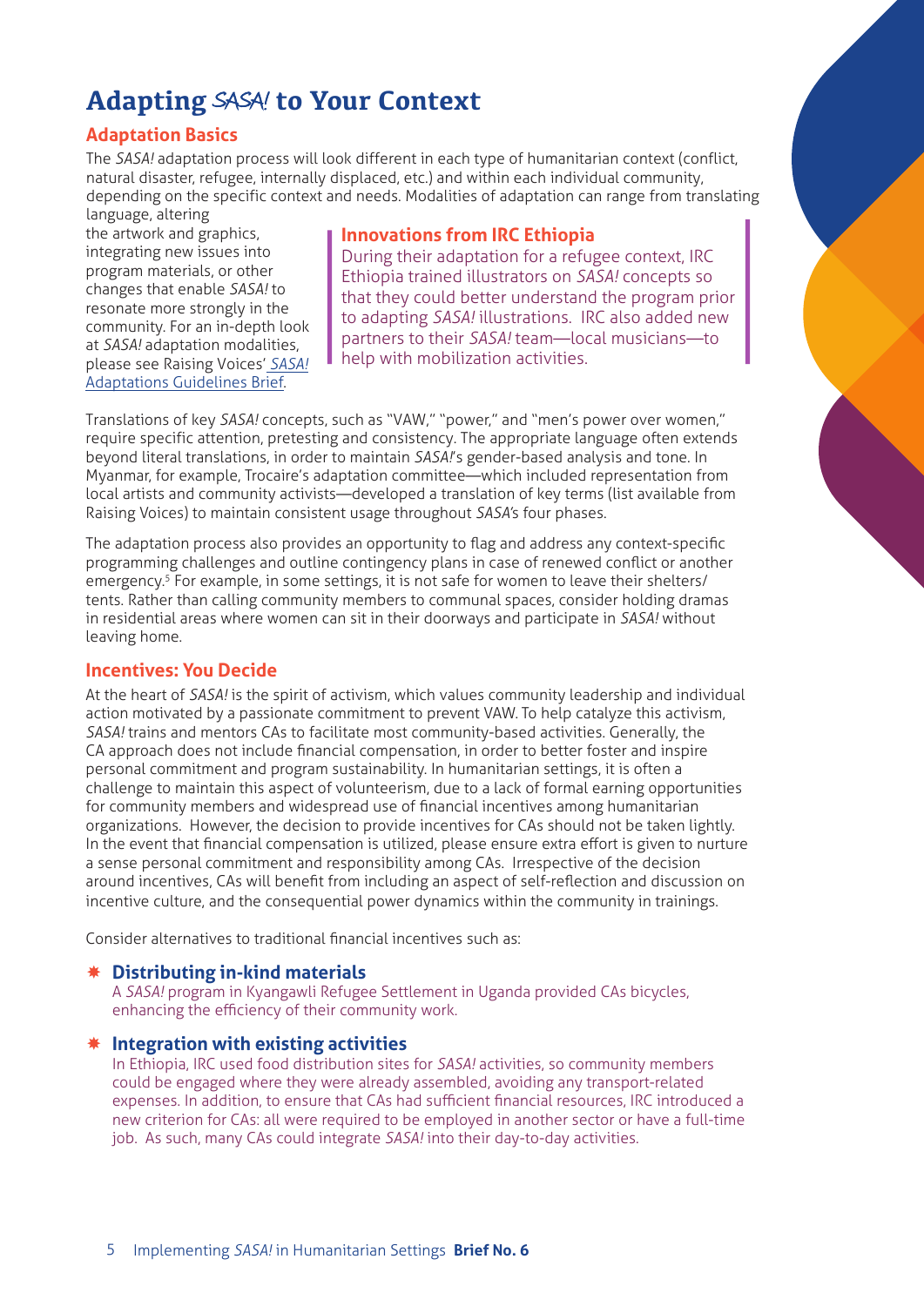# Adapting *SASA!* to Your Context

## Adaptation Basics

The *SASA!* adaptation process will look different in each type of humanitarian context (conflict, natural disaster, refugee, internally displaced, etc.) and within each individual community, depending on the specific context and needs. Modalities of adaptation can range from translating language, altering the artwork and graphics, integrating new issues into program materials, or other changes that enable *SASA!* to resonate more strongly in the community. For an in-depth look at *SASA!* adaptation modalities, please see Raising Voices' *SASA!* Adaptations Guidelines Brief.

> ### Innovations from IRC Ethiopia
> During their adaptation for a refugee context, IRC Ethiopia trained illustrators on *SASA!* concepts so that they could better understand the program prior to adapting *SASA!* illustrations. IRC also added new partners to their *SASA!* team—local musicians—to help with mobilization activities.

Translations of key *SASA!* concepts, such as "VAW," "power," and "men's power over women," require specific attention, pretesting and consistency. The appropriate language often extends beyond literal translations, in order to maintain *SASA!*'s gender-based analysis and tone. In Myanmar, for example, Trocaire's adaptation committee—which included representation from local artists and community activists—developed a translation of key terms (list available from Raising Voices) to maintain consistent usage throughout *SASA*'s four phases.

The adaptation process also provides an opportunity to flag and address any context-specific programming challenges and outline contingency plans in case of renewed conflict or another emergency.[5] For example, in some settings, it is not safe for women to leave their shelters/tents. Rather than calling community members to communal spaces, consider holding dramas in residential areas where women can sit in their doorways and participate in *SASA!* without leaving home.

## Incentives: You Decide

At the heart of *SASA!* is the spirit of activism, which values community leadership and individual action motivated by a passionate commitment to prevent VAW. To help catalyze this activism, *SASA!* trains and mentors CAs to facilitate most community-based activities. Generally, the CA approach does not include financial compensation, in order to better foster and inspire personal commitment and program sustainability. In humanitarian settings, it is often a challenge to maintain this aspect of volunteerism, due to a lack of formal earning opportunities for community members and widespread use of financial incentives among humanitarian organizations. However, the decision to provide incentives for CAs should not be taken lightly. In the event that financial compensation is utilized, please ensure extra effort is given to nurture a sense personal commitment and responsibility among CAs. Irrespective of the decision around incentives, CAs will benefit from including an aspect of self-reflection and discussion on incentive culture, and the consequential power dynamics within the community in trainings.

Consider alternatives to traditional financial incentives such as:

- **Distributing in-kind materials**
  A *SASA!* program in Kyangawli Refugee Settlement in Uganda provided CAs bicycles, enhancing the efficiency of their community work.

- **Integration with existing activities**
  In Ethiopia, IRC used food distribution sites for *SASA!* activities, so community members could be engaged where they were already assembled, avoiding any transport-related expenses. In addition, to ensure that CAs had sufficient financial resources, IRC introduced a new criterion for CAs: all were required to be employed in another sector or have a full-time job. As such, many CAs could integrate *SASA!* into their day-to-day activities.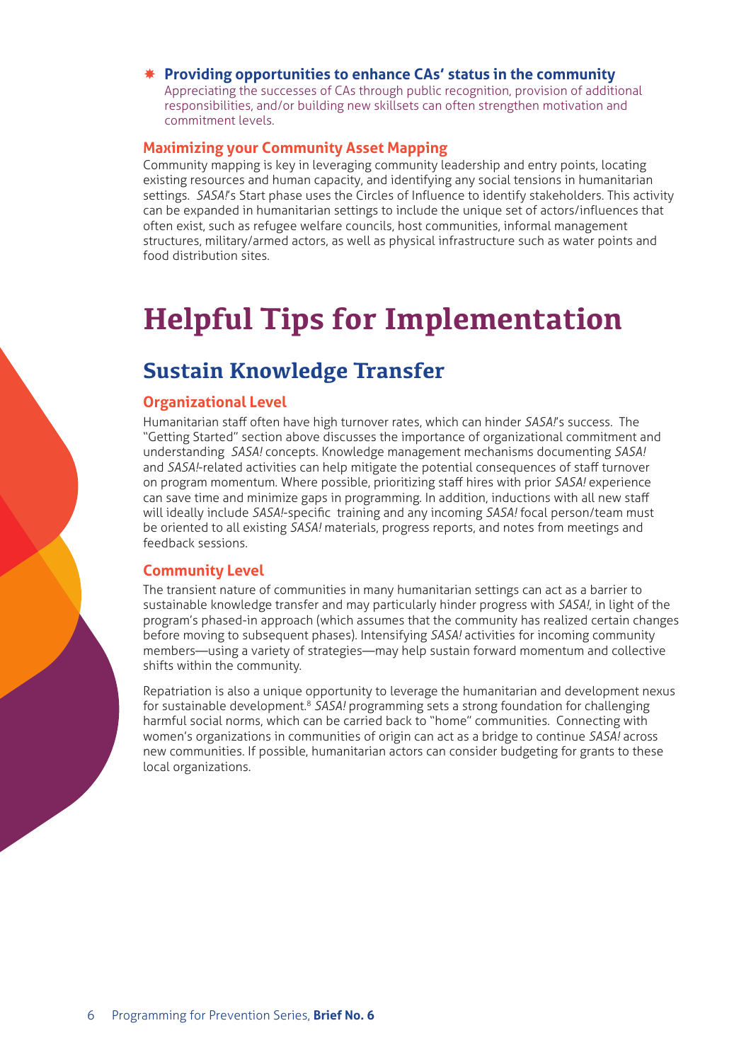- **Providing opportunities to enhance CAs' status in the community**
  Appreciating the successes of CAs through public recognition, provision of additional responsibilities, and/or building new skillsets can often strengthen motivation and commitment levels.

### Maximizing your Community Asset Mapping

Community mapping is key in leveraging community leadership and entry points, locating existing resources and human capacity, and identifying any social tensions in humanitarian settings. *SASA!*'s Start phase uses the Circles of Influence to identify stakeholders. This activity can be expanded in humanitarian settings to include the unique set of actors/influences that often exist, such as refugee welfare councils, host communities, informal management structures, military/armed actors, as well as physical infrastructure such as water points and food distribution sites.

# Helpful Tips for Implementation

## Sustain Knowledge Transfer

### Organizational Level

Humanitarian staff often have high turnover rates, which can hinder *SASA!*'s success. The "Getting Started" section above discusses the importance of organizational commitment and understanding *SASA!* concepts. Knowledge management mechanisms documenting *SASA!* and *SASA!*-related activities can help mitigate the potential consequences of staff turnover on program momentum. Where possible, prioritizing staff hires with prior *SASA!* experience can save time and minimize gaps in programming. In addition, inductions with all new staff will ideally include *SASA!*-specific training and any incoming *SASA!* focal person/team must be oriented to all existing *SASA!* materials, progress reports, and notes from meetings and feedback sessions.

### Community Level

The transient nature of communities in many humanitarian settings can act as a barrier to sustainable knowledge transfer and may particularly hinder progress with *SASA!*, in light of the program's phased-in approach (which assumes that the community has realized certain changes before moving to subsequent phases). Intensifying *SASA!* activities for incoming community members—using a variety of strategies—may help sustain forward momentum and collective shifts within the community.

Repatriation is also a unique opportunity to leverage the humanitarian and development nexus for sustainable development.[8] *SASA!* programming sets a strong foundation for challenging harmful social norms, which can be carried back to "home" communities. Connecting with women's organizations in communities of origin can act as a bridge to continue *SASA!* across new communities. If possible, humanitarian actors can consider budgeting for grants to these local organizations.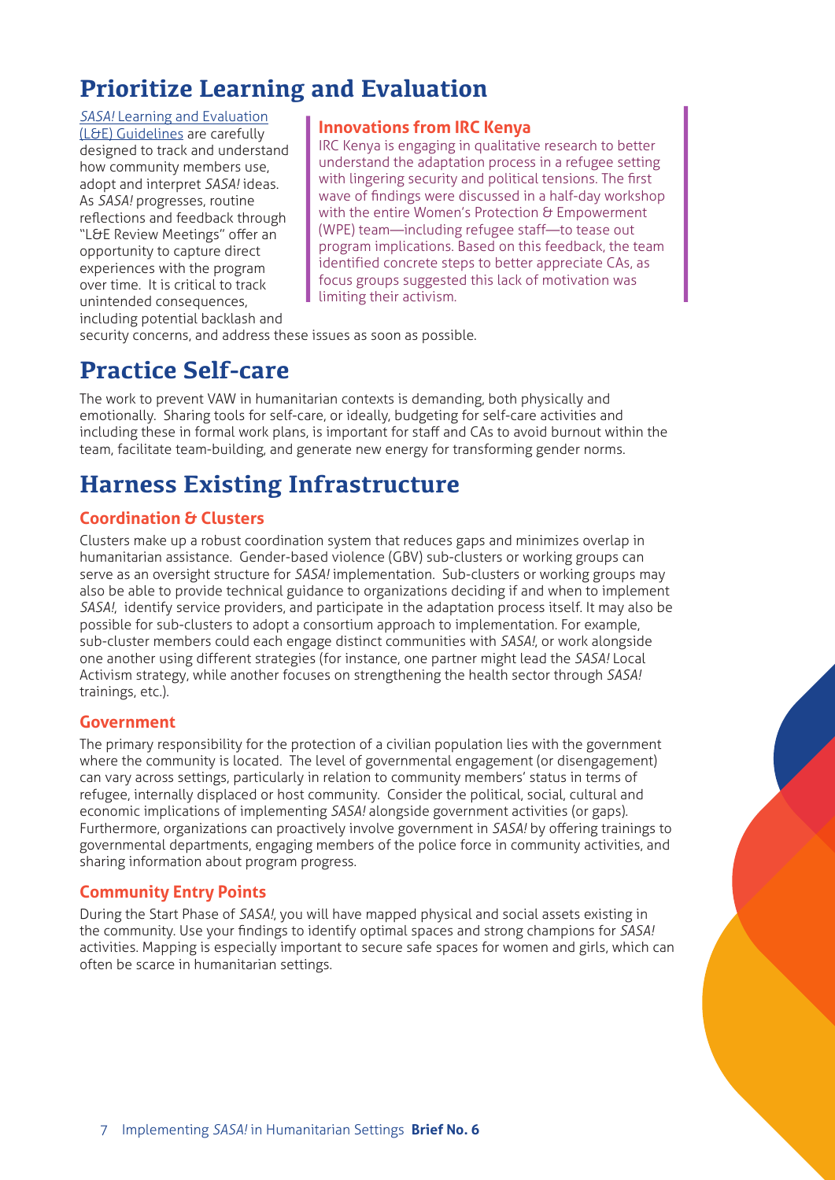## Prioritize Learning and Evaluation

*SASA!* Learning and Evaluation (L&E) Guidelines are carefully designed to track and understand how community members use, adopt and interpret *SASA!* ideas. As *SASA!* progresses, routine reflections and feedback through "L&E Review Meetings" offer an opportunity to capture direct experiences with the program over time. It is critical to track unintended consequences, including potential backlash and security concerns, and address these issues as soon as possible.

> **Innovations from IRC Kenya**
>
> IRC Kenya is engaging in qualitative research to better understand the adaptation process in a refugee setting with lingering security and political tensions. The first wave of findings were discussed in a half-day workshop with the entire Women's Protection & Empowerment (WPE) team—including refugee staff—to tease out program implications. Based on this feedback, the team identified concrete steps to better appreciate CAs, as focus groups suggested this lack of motivation was limiting their activism.

## Practice Self-care

The work to prevent VAW in humanitarian contexts is demanding, both physically and emotionally. Sharing tools for self-care, or ideally, budgeting for self-care activities and including these in formal work plans, is important for staff and CAs to avoid burnout within the team, facilitate team-building, and generate new energy for transforming gender norms.

## Harness Existing Infrastructure

### Coordination & Clusters

Clusters make up a robust coordination system that reduces gaps and minimizes overlap in humanitarian assistance. Gender-based violence (GBV) sub-clusters or working groups can serve as an oversight structure for *SASA!* implementation. Sub-clusters or working groups may also be able to provide technical guidance to organizations deciding if and when to implement *SASA!*, identify service providers, and participate in the adaptation process itself. It may also be possible for sub-clusters to adopt a consortium approach to implementation. For example, sub-cluster members could each engage distinct communities with *SASA!*, or work alongside one another using different strategies (for instance, one partner might lead the *SASA!* Local Activism strategy, while another focuses on strengthening the health sector through *SASA!* trainings, etc.).

### Government

The primary responsibility for the protection of a civilian population lies with the government where the community is located. The level of governmental engagement (or disengagement) can vary across settings, particularly in relation to community members' status in terms of refugee, internally displaced or host community. Consider the political, social, cultural and economic implications of implementing *SASA!* alongside government activities (or gaps). Furthermore, organizations can proactively involve government in *SASA!* by offering trainings to governmental departments, engaging members of the police force in community activities, and sharing information about program progress.

### Community Entry Points

During the Start Phase of *SASA!*, you will have mapped physical and social assets existing in the community. Use your findings to identify optimal spaces and strong champions for *SASA!* activities. Mapping is especially important to secure safe spaces for women and girls, which can often be scarce in humanitarian settings.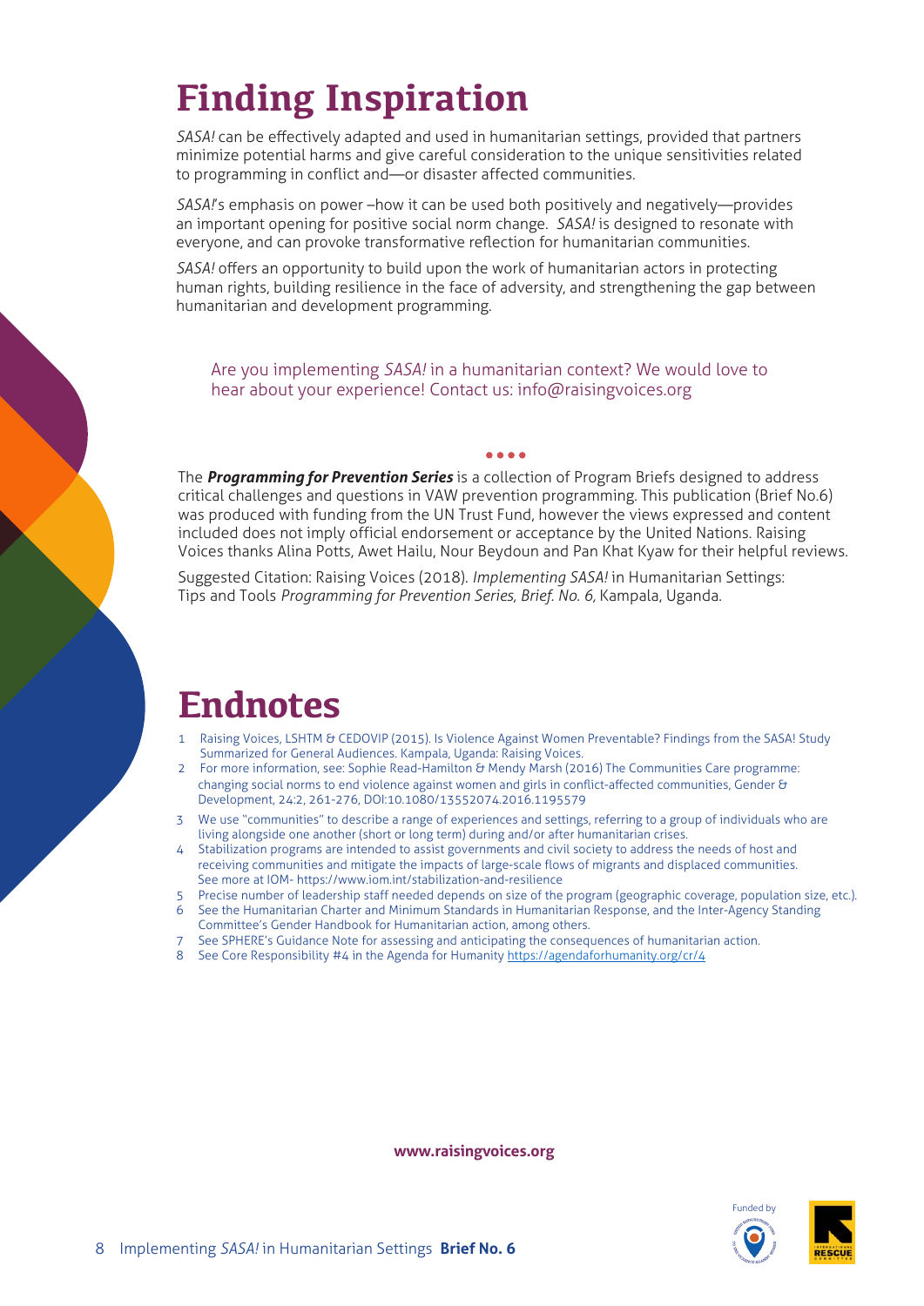# Finding Inspiration

*SASA!* can be effectively adapted and used in humanitarian settings, provided that partners minimize potential harms and give careful consideration to the unique sensitivities related to programming in conflict and—or disaster affected communities.

*SASA!*'s emphasis on power –how it can be used both positively and negatively—provides an important opening for positive social norm change. *SASA!* is designed to resonate with everyone, and can provoke transformative reflection for humanitarian communities.

*SASA!* offers an opportunity to build upon the work of humanitarian actors in protecting human rights, building resilience in the face of adversity, and strengthening the gap between humanitarian and development programming.

Are you implementing *SASA!* in a humanitarian context? We would love to hear about your experience! Contact us: info@raisingvoices.org

••••

The ***Programming for Prevention Series*** is a collection of Program Briefs designed to address critical challenges and questions in VAW prevention programming. This publication (Brief No.6) was produced with funding from the UN Trust Fund, however the views expressed and content included does not imply official endorsement or acceptance by the United Nations. Raising Voices thanks Alina Potts, Awet Hailu, Nour Beydoun and Pan Khat Kyaw for their helpful reviews.

Suggested Citation: Raising Voices (2018). *Implementing SASA!* in Humanitarian Settings: Tips and Tools *Programming for Prevention Series, Brief. No. 6,* Kampala, Uganda.

# Endnotes

1. Raising Voices, LSHTM & CEDOVIP (2015). Is Violence Against Women Preventable? Findings from the SASA! Study Summarized for General Audiences. Kampala, Uganda: Raising Voices.
2. For more information, see: Sophie Read-Hamilton & Mendy Marsh (2016) The Communities Care programme: changing social norms to end violence against women and girls in conflict-affected communities, Gender & Development, 24:2, 261-276, DOI:10.1080/13552074.2016.1195579
3. We use "communities" to describe a range of experiences and settings, referring to a group of individuals who are living alongside one another (short or long term) during and/or after humanitarian crises.
4. Stabilization programs are intended to assist governments and civil society to address the needs of host and receiving communities and mitigate the impacts of large-scale flows of migrants and displaced communities. See more at IOM- https://www.iom.int/stabilization-and-resilience
5. Precise number of leadership staff needed depends on size of the program (geographic coverage, population size, etc.).
6. See the Humanitarian Charter and Minimum Standards in Humanitarian Response, and the Inter-Agency Standing Committee's Gender Handbook for Humanitarian action, among others.
7. See SPHERE's Guidance Note for assessing and anticipating the consequences of humanitarian action.
8. See Core Responsibility #4 in the Agenda for Humanity https://agendaforhumanity.org/cr/4

**www.raisingvoices.org**

Funded by